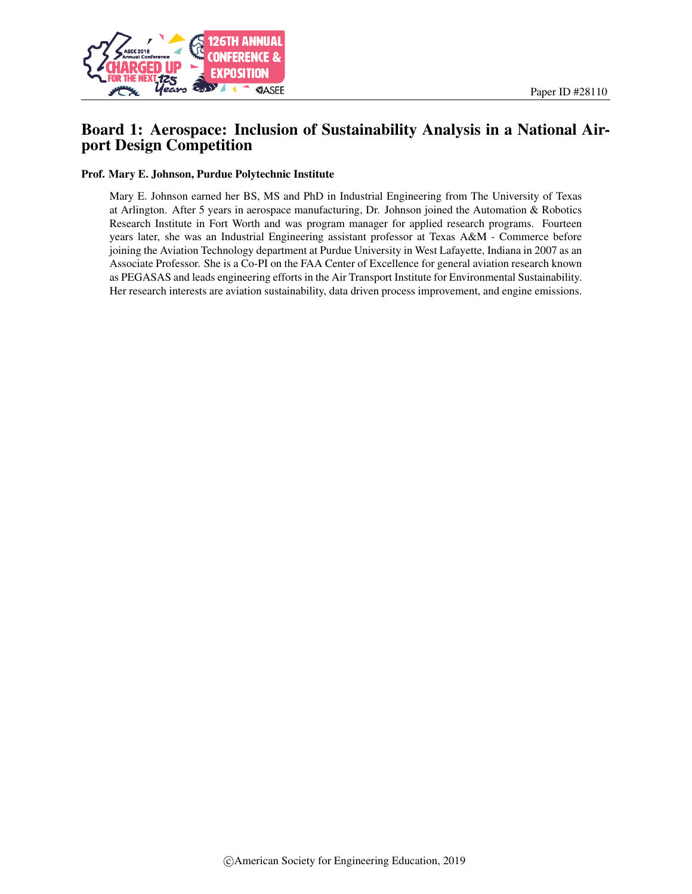Paper ID #28110

# Board 1: Aerospace: Inclusion of Sustainability Analysis in a National Airport Design Competition

**Prof. Mary E. Johnson, Purdue Polytechnic Institute**

Mary E. Johnson earned her BS, MS and PhD in Industrial Engineering from The University of Texas at Arlington. After 5 years in aerospace manufacturing, Dr. Johnson joined the Automation & Robotics Research Institute in Fort Worth and was program manager for applied research programs. Fourteen years later, she was an Industrial Engineering assistant professor at Texas A&M - Commerce before joining the Aviation Technology department at Purdue University in West Lafayette, Indiana in 2007 as an Associate Professor. She is a Co-PI on the FAA Center of Excellence for general aviation research known as PEGASAS and leads engineering efforts in the Air Transport Institute for Environmental Sustainability. Her research interests are aviation sustainability, data driven process improvement, and engine emissions.

©American Society for Engineering Education, 2019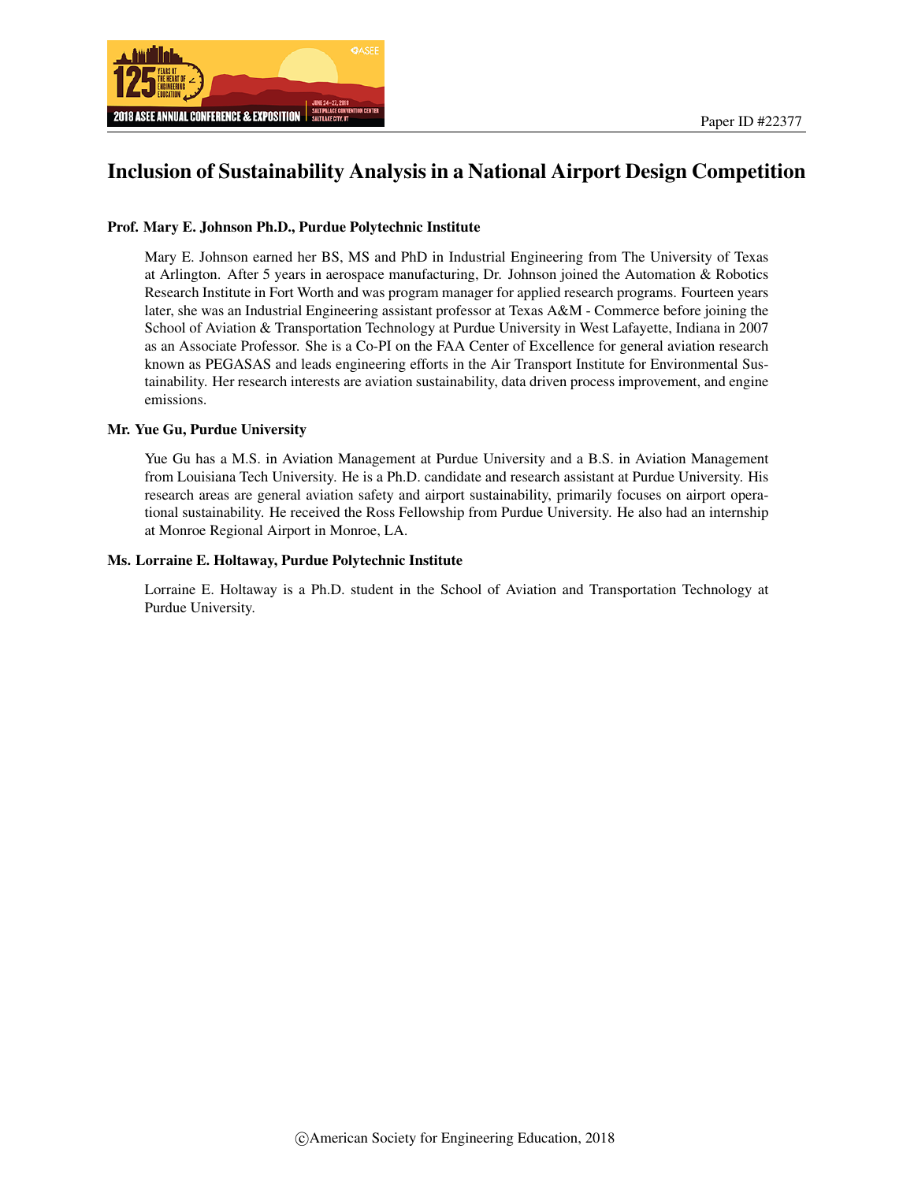Paper ID #22377

# Inclusion of Sustainability Analysis in a National Airport Design Competition

**Prof. Mary E. Johnson Ph.D., Purdue Polytechnic Institute**

Mary E. Johnson earned her BS, MS and PhD in Industrial Engineering from The University of Texas at Arlington. After 5 years in aerospace manufacturing, Dr. Johnson joined the Automation & Robotics Research Institute in Fort Worth and was program manager for applied research programs. Fourteen years later, she was an Industrial Engineering assistant professor at Texas A&M - Commerce before joining the School of Aviation & Transportation Technology at Purdue University in West Lafayette, Indiana in 2007 as an Associate Professor. She is a Co-PI on the FAA Center of Excellence for general aviation research known as PEGASAS and leads engineering efforts in the Air Transport Institute for Environmental Sustainability. Her research interests are aviation sustainability, data driven process improvement, and engine emissions.

**Mr. Yue Gu, Purdue University**

Yue Gu has a M.S. in Aviation Management at Purdue University and a B.S. in Aviation Management from Louisiana Tech University. He is a Ph.D. candidate and research assistant at Purdue University. His research areas are general aviation safety and airport sustainability, primarily focuses on airport operational sustainability. He received the Ross Fellowship from Purdue University. He also had an internship at Monroe Regional Airport in Monroe, LA.

**Ms. Lorraine E. Holtaway, Purdue Polytechnic Institute**

Lorraine E. Holtaway is a Ph.D. student in the School of Aviation and Transportation Technology at Purdue University.

©American Society for Engineering Education, 2018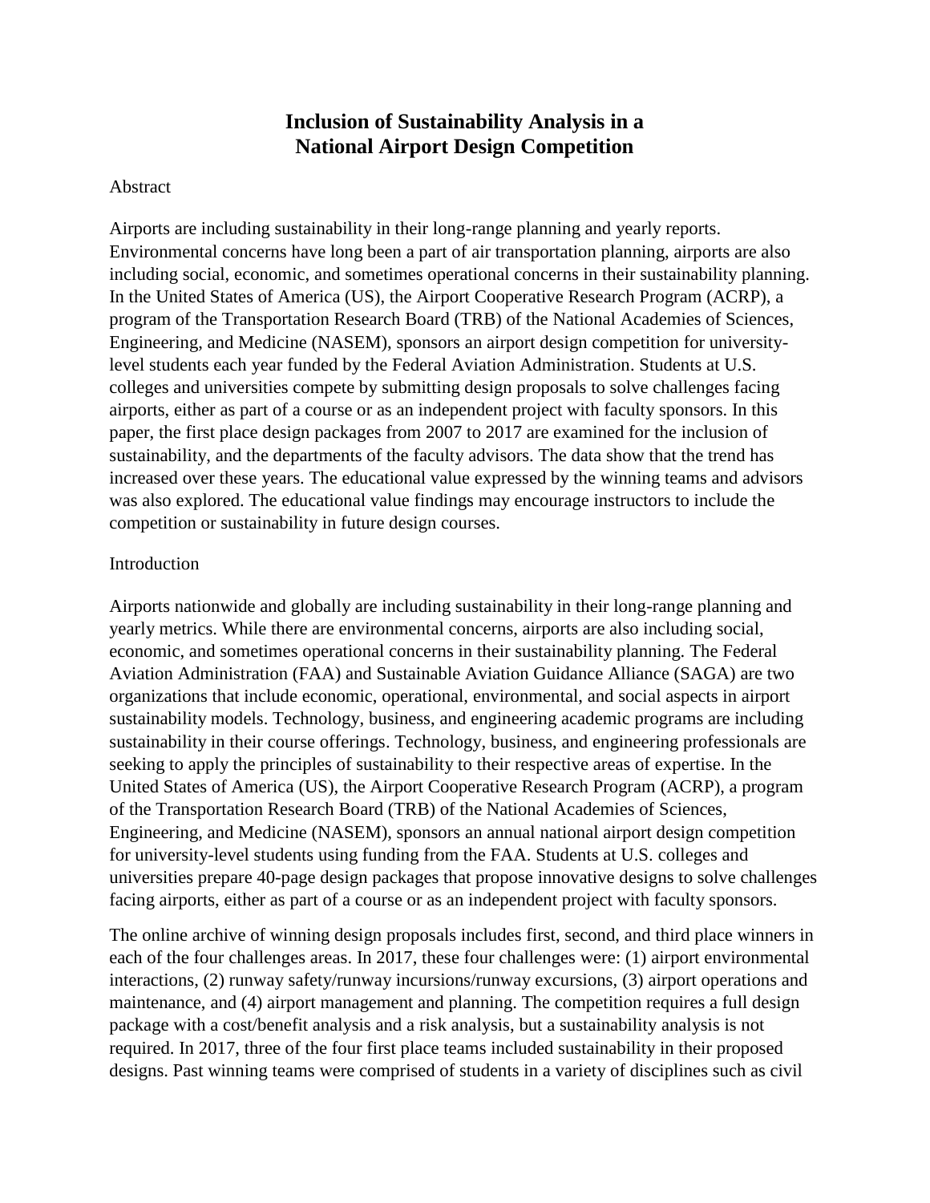# Inclusion of Sustainability Analysis in a National Airport Design Competition

## Abstract

Airports are including sustainability in their long-range planning and yearly reports. Environmental concerns have long been a part of air transportation planning, airports are also including social, economic, and sometimes operational concerns in their sustainability planning. In the United States of America (US), the Airport Cooperative Research Program (ACRP), a program of the Transportation Research Board (TRB) of the National Academies of Sciences, Engineering, and Medicine (NASEM), sponsors an airport design competition for university-level students each year funded by the Federal Aviation Administration. Students at U.S. colleges and universities compete by submitting design proposals to solve challenges facing airports, either as part of a course or as an independent project with faculty sponsors. In this paper, the first place design packages from 2007 to 2017 are examined for the inclusion of sustainability, and the departments of the faculty advisors. The data show that the trend has increased over these years. The educational value expressed by the winning teams and advisors was also explored. The educational value findings may encourage instructors to include the competition or sustainability in future design courses.

## Introduction

Airports nationwide and globally are including sustainability in their long-range planning and yearly metrics. While there are environmental concerns, airports are also including social, economic, and sometimes operational concerns in their sustainability planning. The Federal Aviation Administration (FAA) and Sustainable Aviation Guidance Alliance (SAGA) are two organizations that include economic, operational, environmental, and social aspects in airport sustainability models. Technology, business, and engineering academic programs are including sustainability in their course offerings. Technology, business, and engineering professionals are seeking to apply the principles of sustainability to their respective areas of expertise. In the United States of America (US), the Airport Cooperative Research Program (ACRP), a program of the Transportation Research Board (TRB) of the National Academies of Sciences, Engineering, and Medicine (NASEM), sponsors an annual national airport design competition for university-level students using funding from the FAA. Students at U.S. colleges and universities prepare 40-page design packages that propose innovative designs to solve challenges facing airports, either as part of a course or as an independent project with faculty sponsors.

The online archive of winning design proposals includes first, second, and third place winners in each of the four challenges areas. In 2017, these four challenges were: (1) airport environmental interactions, (2) runway safety/runway incursions/runway excursions, (3) airport operations and maintenance, and (4) airport management and planning. The competition requires a full design package with a cost/benefit analysis and a risk analysis, but a sustainability analysis is not required. In 2017, three of the four first place teams included sustainability in their proposed designs. Past winning teams were comprised of students in a variety of disciplines such as civil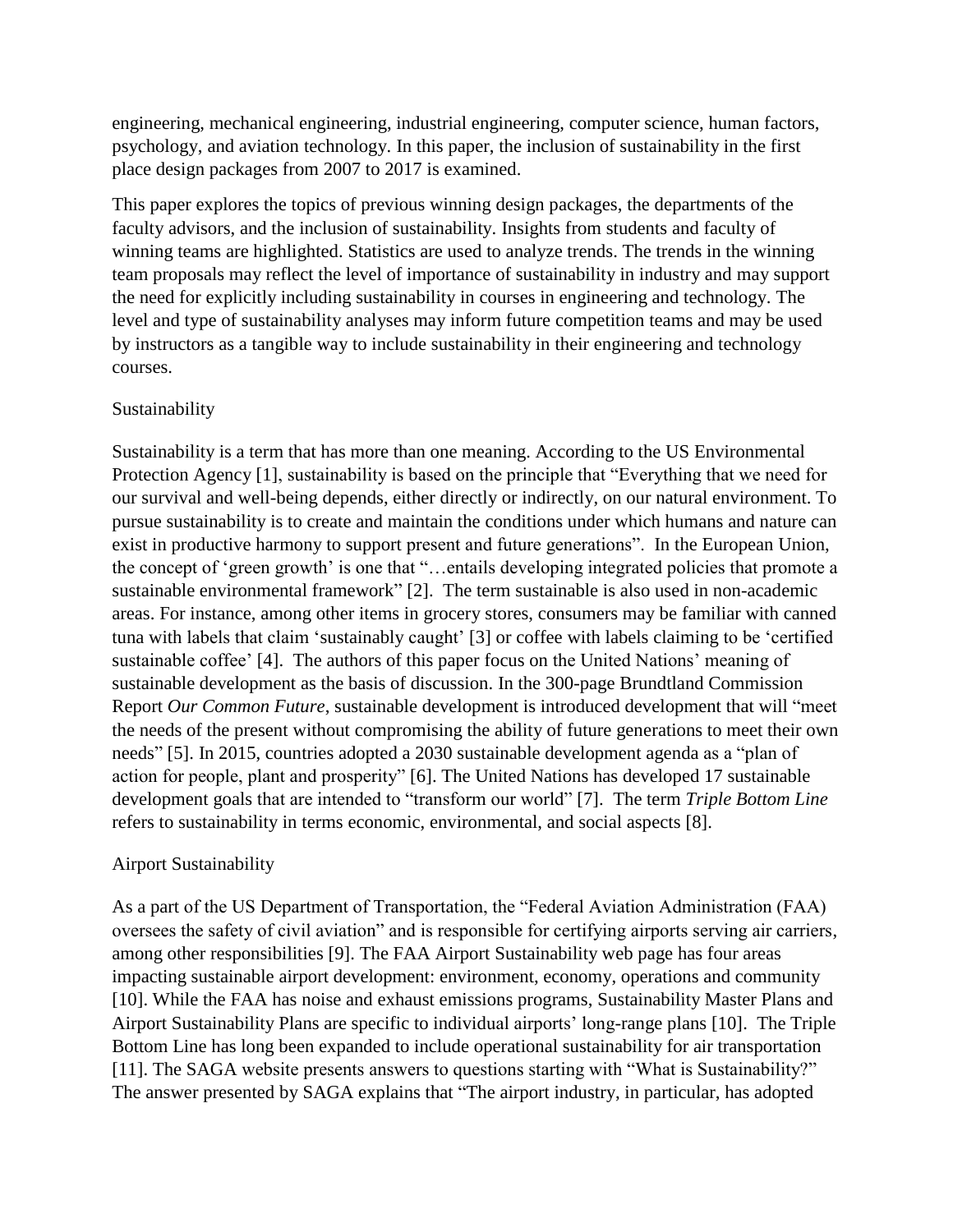engineering, mechanical engineering, industrial engineering, computer science, human factors, psychology, and aviation technology. In this paper, the inclusion of sustainability in the first place design packages from 2007 to 2017 is examined.

This paper explores the topics of previous winning design packages, the departments of the faculty advisors, and the inclusion of sustainability. Insights from students and faculty of winning teams are highlighted. Statistics are used to analyze trends. The trends in the winning team proposals may reflect the level of importance of sustainability in industry and may support the need for explicitly including sustainability in courses in engineering and technology. The level and type of sustainability analyses may inform future competition teams and may be used by instructors as a tangible way to include sustainability in their engineering and technology courses.

## Sustainability

Sustainability is a term that has more than one meaning. According to the US Environmental Protection Agency [1], sustainability is based on the principle that "Everything that we need for our survival and well-being depends, either directly or indirectly, on our natural environment. To pursue sustainability is to create and maintain the conditions under which humans and nature can exist in productive harmony to support present and future generations". In the European Union, the concept of 'green growth' is one that "…entails developing integrated policies that promote a sustainable environmental framework" [2]. The term sustainable is also used in non-academic areas. For instance, among other items in grocery stores, consumers may be familiar with canned tuna with labels that claim 'sustainably caught' [3] or coffee with labels claiming to be 'certified sustainable coffee' [4]. The authors of this paper focus on the United Nations' meaning of sustainable development as the basis of discussion. In the 300-page Brundtland Commission Report *Our Common Future*, sustainable development is introduced development that will "meet the needs of the present without compromising the ability of future generations to meet their own needs" [5]. In 2015, countries adopted a 2030 sustainable development agenda as a "plan of action for people, plant and prosperity" [6]. The United Nations has developed 17 sustainable development goals that are intended to "transform our world" [7]. The term *Triple Bottom Line* refers to sustainability in terms economic, environmental, and social aspects [8].

## Airport Sustainability

As a part of the US Department of Transportation, the "Federal Aviation Administration (FAA) oversees the safety of civil aviation" and is responsible for certifying airports serving air carriers, among other responsibilities [9]. The FAA Airport Sustainability web page has four areas impacting sustainable airport development: environment, economy, operations and community [10]. While the FAA has noise and exhaust emissions programs, Sustainability Master Plans and Airport Sustainability Plans are specific to individual airports' long-range plans [10]. The Triple Bottom Line has long been expanded to include operational sustainability for air transportation [11]. The SAGA website presents answers to questions starting with "What is Sustainability?" The answer presented by SAGA explains that "The airport industry, in particular, has adopted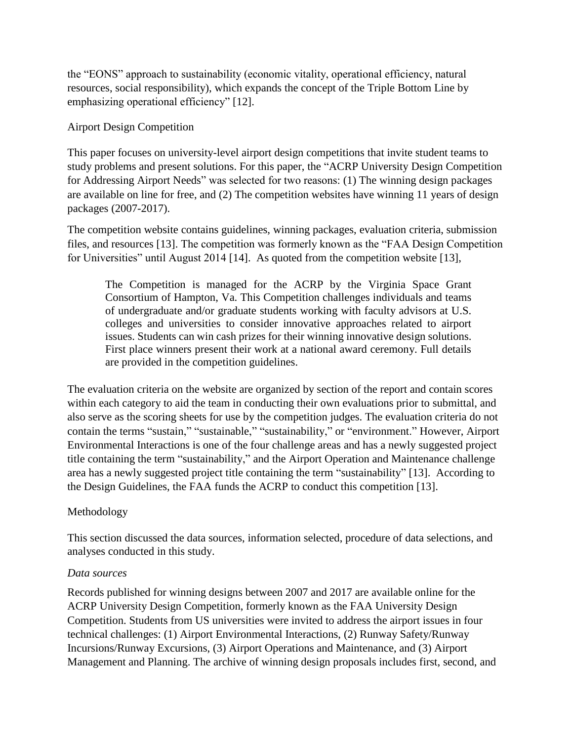the "EONS" approach to sustainability (economic vitality, operational efficiency, natural resources, social responsibility), which expands the concept of the Triple Bottom Line by emphasizing operational efficiency" [12].

## Airport Design Competition

This paper focuses on university-level airport design competitions that invite student teams to study problems and present solutions. For this paper, the "ACRP University Design Competition for Addressing Airport Needs" was selected for two reasons: (1) The winning design packages are available on line for free, and (2) The competition websites have winning 11 years of design packages (2007-2017).

The competition website contains guidelines, winning packages, evaluation criteria, submission files, and resources [13]. The competition was formerly known as the "FAA Design Competition for Universities" until August 2014 [14]. As quoted from the competition website [13],

> The Competition is managed for the ACRP by the Virginia Space Grant Consortium of Hampton, Va. This Competition challenges individuals and teams of undergraduate and/or graduate students working with faculty advisors at U.S. colleges and universities to consider innovative approaches related to airport issues. Students can win cash prizes for their winning innovative design solutions. First place winners present their work at a national award ceremony. Full details are provided in the competition guidelines.

The evaluation criteria on the website are organized by section of the report and contain scores within each category to aid the team in conducting their own evaluations prior to submittal, and also serve as the scoring sheets for use by the competition judges. The evaluation criteria do not contain the terms "sustain," "sustainable," "sustainability," or "environment." However, Airport Environmental Interactions is one of the four challenge areas and has a newly suggested project title containing the term "sustainability," and the Airport Operation and Maintenance challenge area has a newly suggested project title containing the term "sustainability" [13]. According to the Design Guidelines, the FAA funds the ACRP to conduct this competition [13].

## Methodology

This section discussed the data sources, information selected, procedure of data selections, and analyses conducted in this study.

### *Data sources*

Records published for winning designs between 2007 and 2017 are available online for the ACRP University Design Competition, formerly known as the FAA University Design Competition. Students from US universities were invited to address the airport issues in four technical challenges: (1) Airport Environmental Interactions, (2) Runway Safety/Runway Incursions/Runway Excursions, (3) Airport Operations and Maintenance, and (3) Airport Management and Planning. The archive of winning design proposals includes first, second, and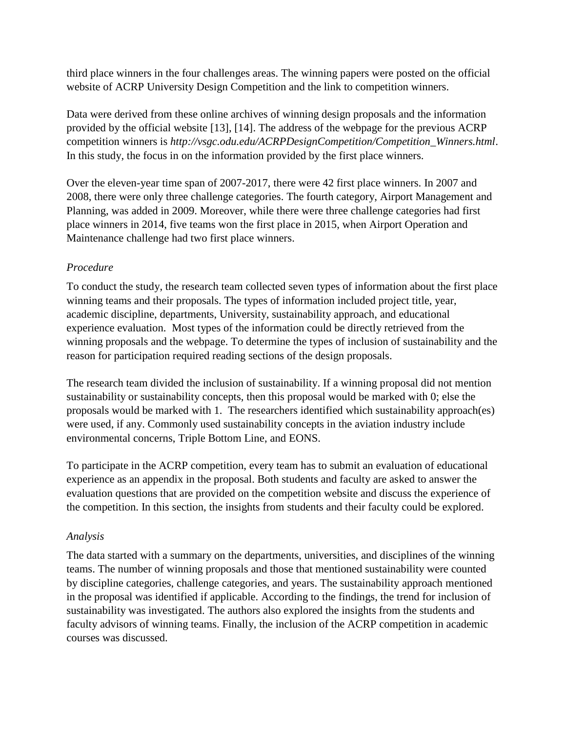third place winners in the four challenges areas. The winning papers were posted on the official website of ACRP University Design Competition and the link to competition winners.

Data were derived from these online archives of winning design proposals and the information provided by the official website [13], [14]. The address of the webpage for the previous ACRP competition winners is *http://vsgc.odu.edu/ACRPDesignCompetition/Competition_Winners.html*. In this study, the focus in on the information provided by the first place winners.

Over the eleven-year time span of 2007-2017, there were 42 first place winners. In 2007 and 2008, there were only three challenge categories. The fourth category, Airport Management and Planning, was added in 2009. Moreover, while there were three challenge categories had first place winners in 2014, five teams won the first place in 2015, when Airport Operation and Maintenance challenge had two first place winners.

### *Procedure*

To conduct the study, the research team collected seven types of information about the first place winning teams and their proposals. The types of information included project title, year, academic discipline, departments, University, sustainability approach, and educational experience evaluation. Most types of the information could be directly retrieved from the winning proposals and the webpage. To determine the types of inclusion of sustainability and the reason for participation required reading sections of the design proposals.

The research team divided the inclusion of sustainability. If a winning proposal did not mention sustainability or sustainability concepts, then this proposal would be marked with 0; else the proposals would be marked with 1. The researchers identified which sustainability approach(es) were used, if any. Commonly used sustainability concepts in the aviation industry include environmental concerns, Triple Bottom Line, and EONS.

To participate in the ACRP competition, every team has to submit an evaluation of educational experience as an appendix in the proposal. Both students and faculty are asked to answer the evaluation questions that are provided on the competition website and discuss the experience of the competition. In this section, the insights from students and their faculty could be explored.

### *Analysis*

The data started with a summary on the departments, universities, and disciplines of the winning teams. The number of winning proposals and those that mentioned sustainability were counted by discipline categories, challenge categories, and years. The sustainability approach mentioned in the proposal was identified if applicable. According to the findings, the trend for inclusion of sustainability was investigated. The authors also explored the insights from the students and faculty advisors of winning teams. Finally, the inclusion of the ACRP competition in academic courses was discussed.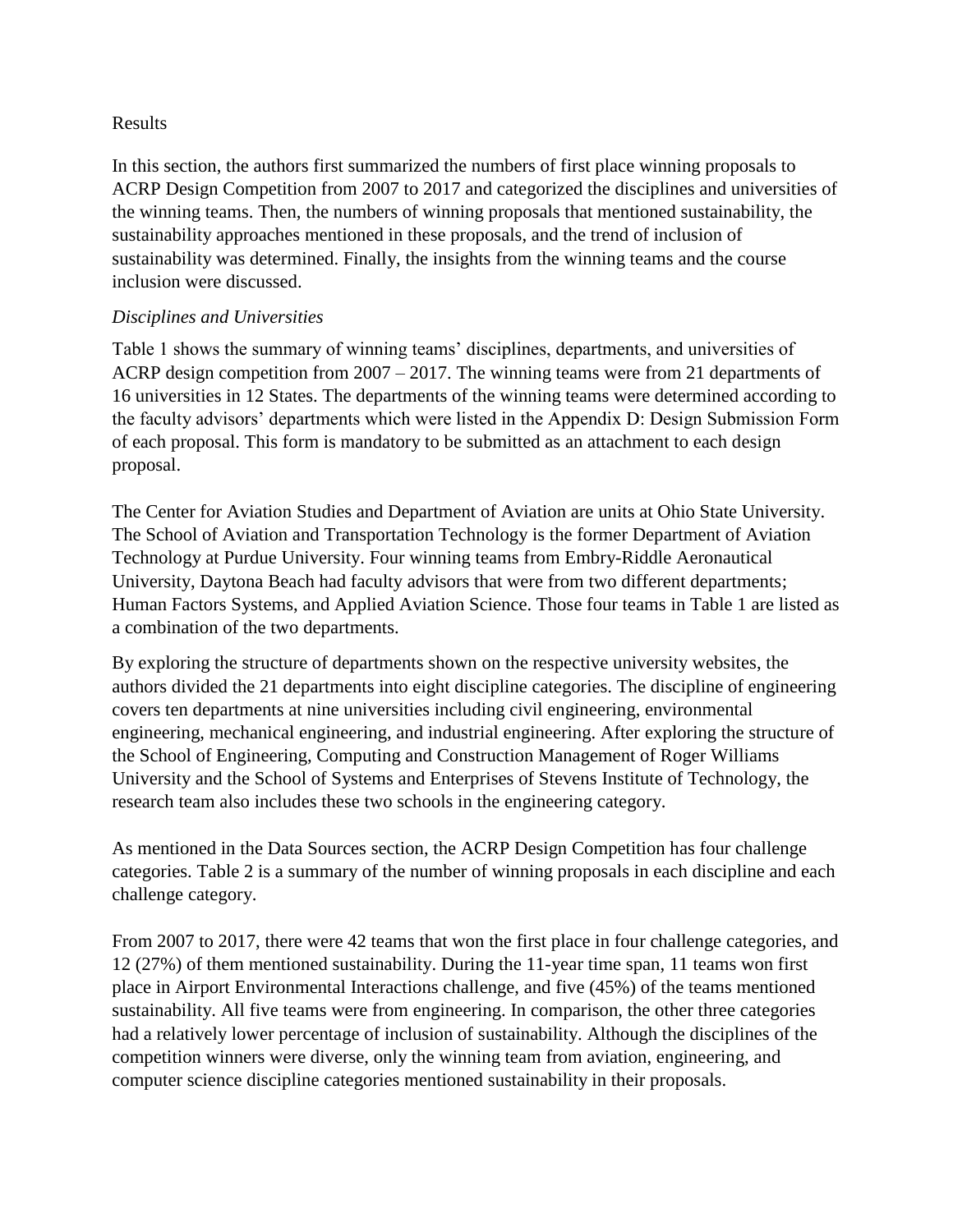## Results

In this section, the authors first summarized the numbers of first place winning proposals to ACRP Design Competition from 2007 to 2017 and categorized the disciplines and universities of the winning teams. Then, the numbers of winning proposals that mentioned sustainability, the sustainability approaches mentioned in these proposals, and the trend of inclusion of sustainability was determined. Finally, the insights from the winning teams and the course inclusion were discussed.

### *Disciplines and Universities*

Table 1 shows the summary of winning teams' disciplines, departments, and universities of ACRP design competition from 2007 – 2017. The winning teams were from 21 departments of 16 universities in 12 States. The departments of the winning teams were determined according to the faculty advisors' departments which were listed in the Appendix D: Design Submission Form of each proposal. This form is mandatory to be submitted as an attachment to each design proposal.

The Center for Aviation Studies and Department of Aviation are units at Ohio State University. The School of Aviation and Transportation Technology is the former Department of Aviation Technology at Purdue University. Four winning teams from Embry-Riddle Aeronautical University, Daytona Beach had faculty advisors that were from two different departments; Human Factors Systems, and Applied Aviation Science. Those four teams in Table 1 are listed as a combination of the two departments.

By exploring the structure of departments shown on the respective university websites, the authors divided the 21 departments into eight discipline categories. The discipline of engineering covers ten departments at nine universities including civil engineering, environmental engineering, mechanical engineering, and industrial engineering. After exploring the structure of the School of Engineering, Computing and Construction Management of Roger Williams University and the School of Systems and Enterprises of Stevens Institute of Technology, the research team also includes these two schools in the engineering category.

As mentioned in the Data Sources section, the ACRP Design Competition has four challenge categories. Table 2 is a summary of the number of winning proposals in each discipline and each challenge category.

From 2007 to 2017, there were 42 teams that won the first place in four challenge categories, and 12 (27%) of them mentioned sustainability. During the 11-year time span, 11 teams won first place in Airport Environmental Interactions challenge, and five (45%) of the teams mentioned sustainability. All five teams were from engineering. In comparison, the other three categories had a relatively lower percentage of inclusion of sustainability. Although the disciplines of the competition winners were diverse, only the winning team from aviation, engineering, and computer science discipline categories mentioned sustainability in their proposals.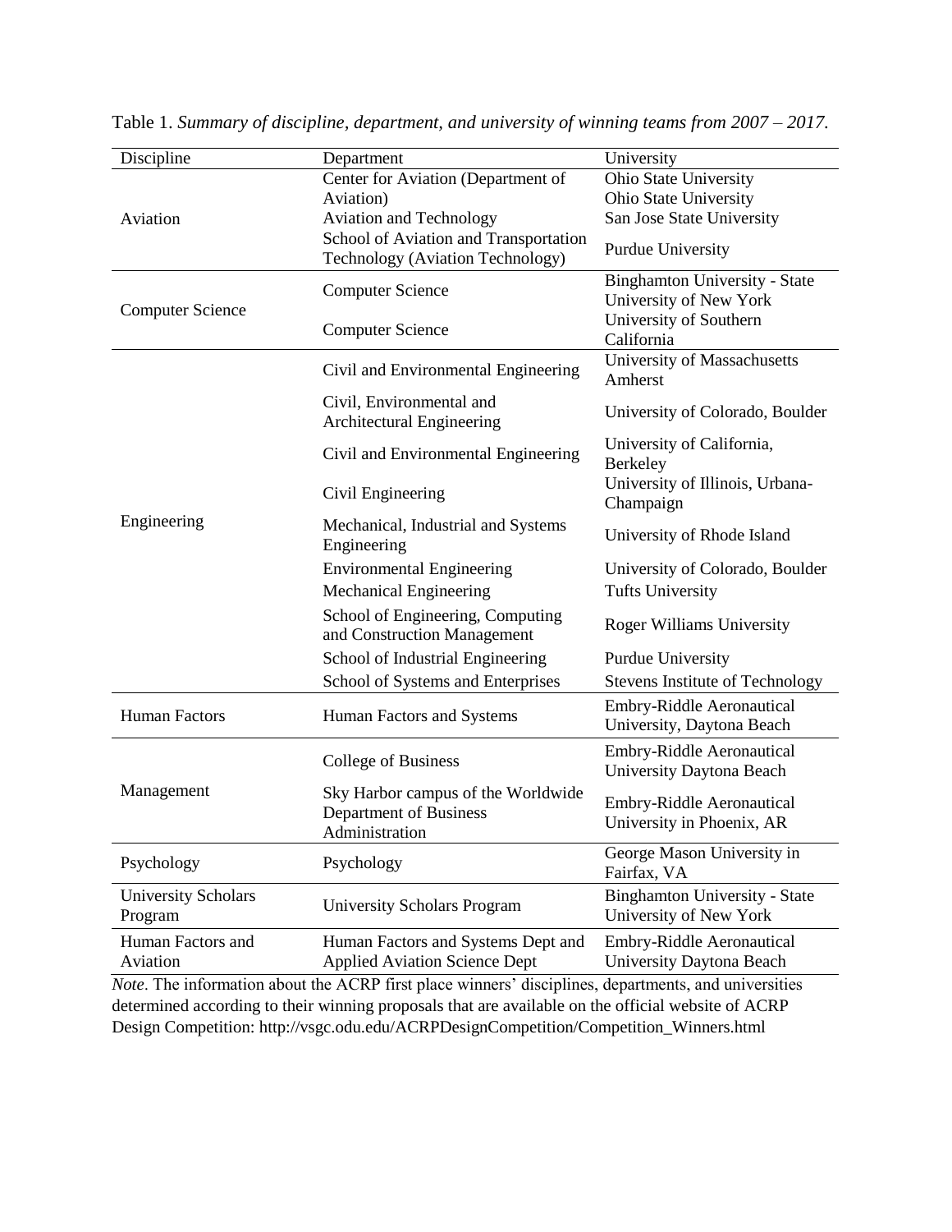Table 1. *Summary of discipline, department, and university of winning teams from 2007 – 2017.*

| Discipline | Department | University |
|---|---|---|
| Aviation | Center for Aviation (Department of Aviation) | Ohio State University |
| | | Ohio State University |
| | Aviation and Technology | San Jose State University |
| | School of Aviation and Transportation Technology (Aviation Technology) | Purdue University |
| Computer Science | Computer Science | Binghamton University - State University of New York |
| | Computer Science | University of Southern California |
| Engineering | Civil and Environmental Engineering | University of Massachusetts Amherst |
| | Civil, Environmental and Architectural Engineering | University of Colorado, Boulder |
| | Civil and Environmental Engineering | University of California, Berkeley |
| | Civil Engineering | University of Illinois, Urbana-Champaign |
| | Mechanical, Industrial and Systems Engineering | University of Rhode Island |
| | Environmental Engineering | University of Colorado, Boulder |
| | Mechanical Engineering | Tufts University |
| | School of Engineering, Computing and Construction Management | Roger Williams University |
| | School of Industrial Engineering | Purdue University |
| | School of Systems and Enterprises | Stevens Institute of Technology |
| Human Factors | Human Factors and Systems | Embry-Riddle Aeronautical University, Daytona Beach |
| Management | College of Business | Embry-Riddle Aeronautical University Daytona Beach |
| | Sky Harbor campus of the Worldwide Department of Business Administration | Embry-Riddle Aeronautical University in Phoenix, AR |
| Psychology | Psychology | George Mason University in Fairfax, VA |
| University Scholars Program | University Scholars Program | Binghamton University - State University of New York |
| Human Factors and Aviation | Human Factors and Systems Dept and Applied Aviation Science Dept | Embry-Riddle Aeronautical University Daytona Beach |

*Note*. The information about the ACRP first place winners' disciplines, departments, and universities determined according to their winning proposals that are available on the official website of ACRP Design Competition: http://vsgc.odu.edu/ACRPDesignCompetition/Competition_Winners.html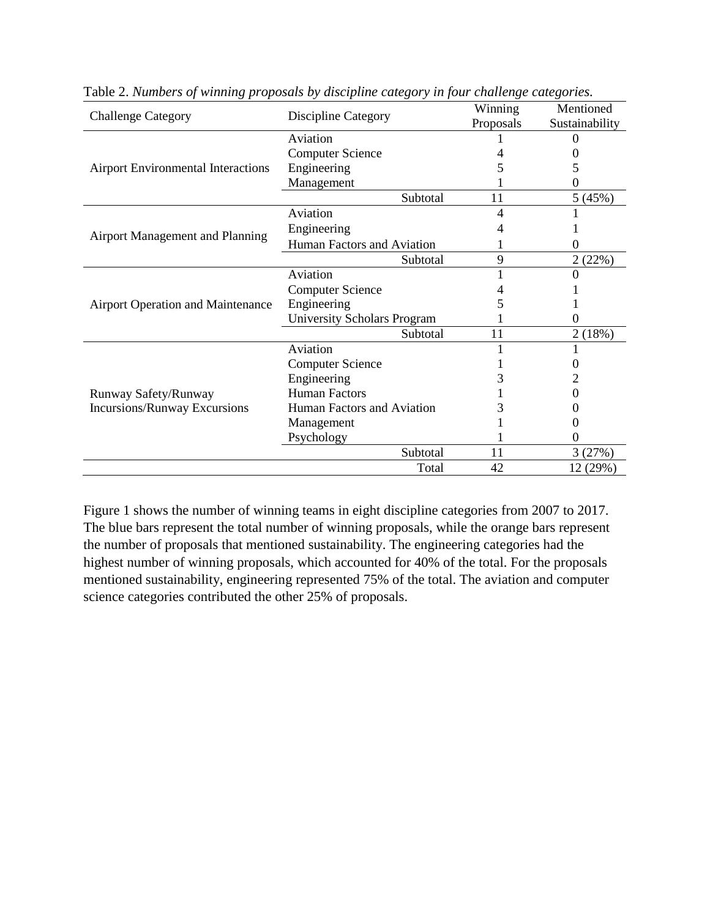Table 2. *Numbers of winning proposals by discipline category in four challenge categories.*

| Challenge Category | Discipline Category | Winning Proposals | Mentioned Sustainability |
|---|---|---|---|
| Airport Environmental Interactions | Aviation | 1 | 0 |
| | Computer Science | 4 | 0 |
| | Engineering | 5 | 5 |
| | Management | 1 | 0 |
| | Subtotal | 11 | 5 (45%) |
| Airport Management and Planning | Aviation | 4 | 1 |
| | Engineering | 4 | 1 |
| | Human Factors and Aviation | 1 | 0 |
| | Subtotal | 9 | 2 (22%) |
| Airport Operation and Maintenance | Aviation | 1 | 0 |
| | Computer Science | 4 | 1 |
| | Engineering | 5 | 1 |
| | University Scholars Program | 1 | 0 |
| | Subtotal | 11 | 2 (18%) |
| Runway Safety/Runway Incursions/Runway Excursions | Aviation | 1 | 1 |
| | Computer Science | 1 | 0 |
| | Engineering | 3 | 2 |
| | Human Factors | 1 | 0 |
| | Human Factors and Aviation | 3 | 0 |
| | Management | 1 | 0 |
| | Psychology | 1 | 0 |
| | Subtotal | 11 | 3 (27%) |
| | Total | 42 | 12 (29%) |

Figure 1 shows the number of winning teams in eight discipline categories from 2007 to 2017. The blue bars represent the total number of winning proposals, while the orange bars represent the number of proposals that mentioned sustainability. The engineering categories had the highest number of winning proposals, which accounted for 40% of the total. For the proposals mentioned sustainability, engineering represented 75% of the total. The aviation and computer science categories contributed the other 25% of proposals.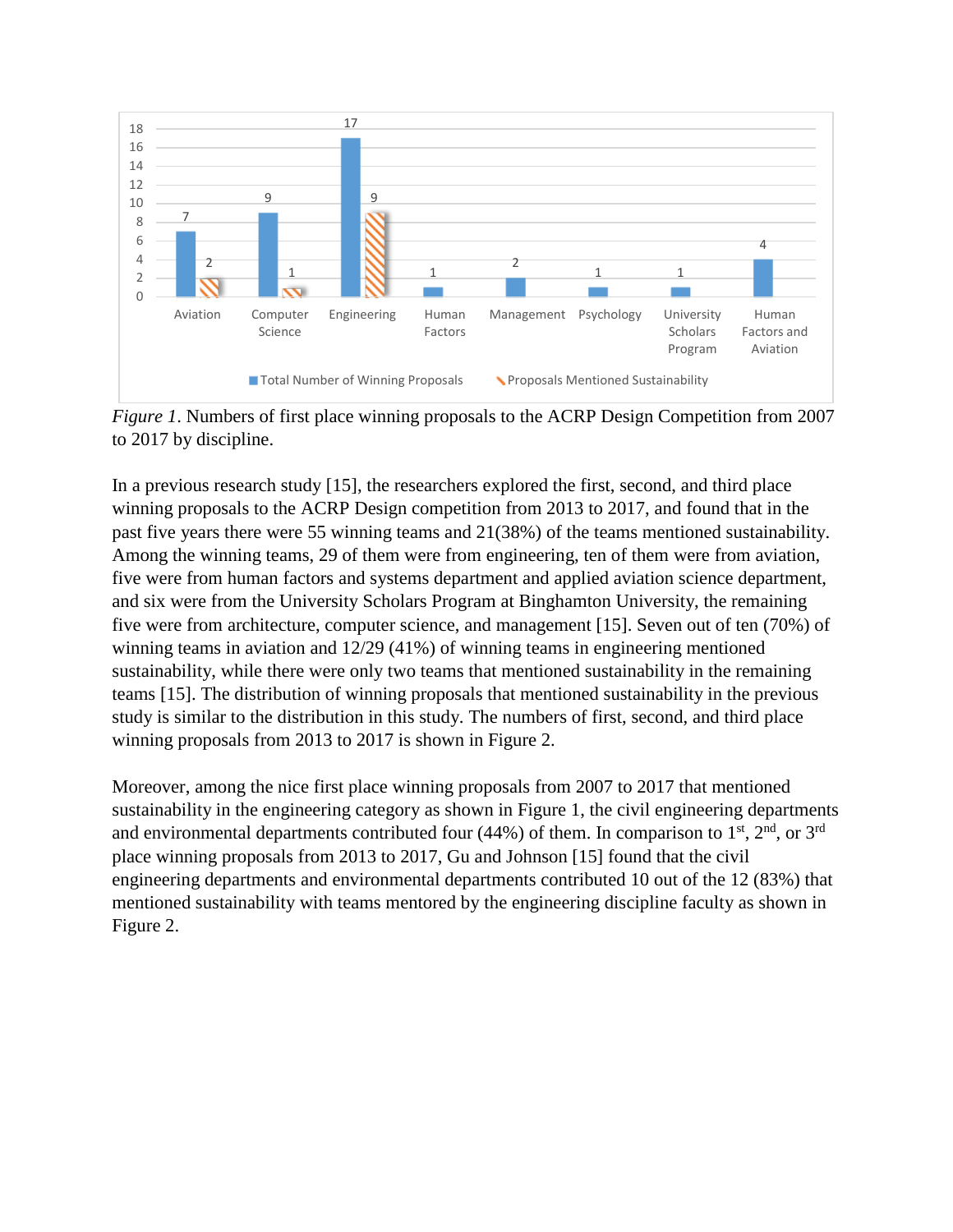*Figure 1*. Numbers of first place winning proposals to the ACRP Design Competition from 2007 to 2017 by discipline.

In a previous research study [15], the researchers explored the first, second, and third place winning proposals to the ACRP Design competition from 2013 to 2017, and found that in the past five years there were 55 winning teams and 21(38%) of the teams mentioned sustainability. Among the winning teams, 29 of them were from engineering, ten of them were from aviation, five were from human factors and systems department and applied aviation science department, and six were from the University Scholars Program at Binghamton University, the remaining five were from architecture, computer science, and management [15]. Seven out of ten (70%) of winning teams in aviation and 12/29 (41%) of winning teams in engineering mentioned sustainability, while there were only two teams that mentioned sustainability in the remaining teams [15]. The distribution of winning proposals that mentioned sustainability in the previous study is similar to the distribution in this study. The numbers of first, second, and third place winning proposals from 2013 to 2017 is shown in Figure 2.

Moreover, among the nice first place winning proposals from 2007 to 2017 that mentioned sustainability in the engineering category as shown in Figure 1, the civil engineering departments and environmental departments contributed four (44%) of them. In comparison to 1st, 2nd, or 3rd place winning proposals from 2013 to 2017, Gu and Johnson [15] found that the civil engineering departments and environmental departments contributed 10 out of the 12 (83%) that mentioned sustainability with teams mentored by the engineering discipline faculty as shown in Figure 2.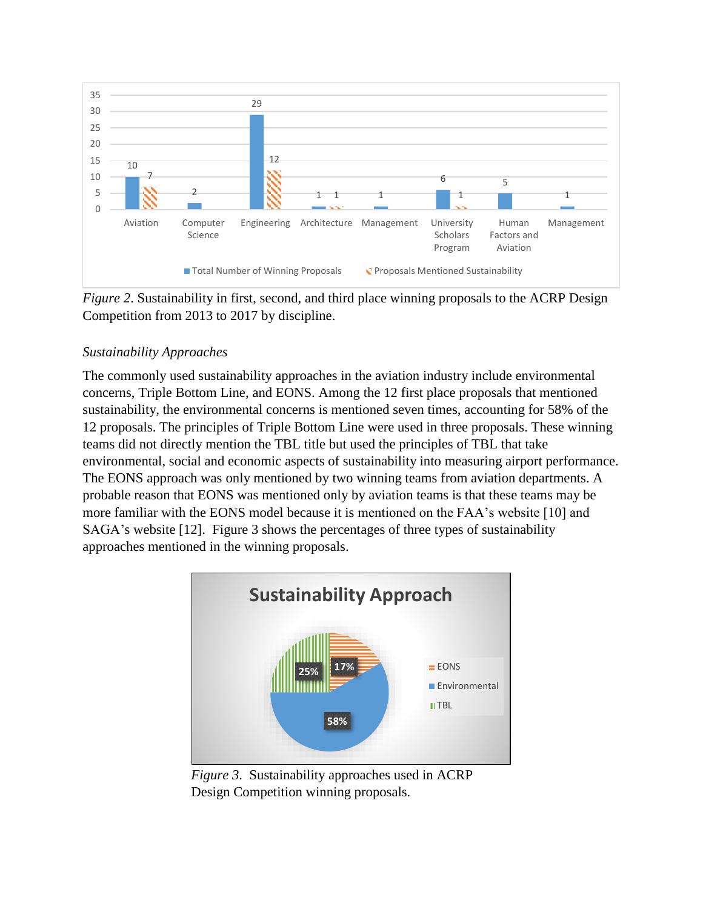*Figure 2*. Sustainability in first, second, and third place winning proposals to the ACRP Design Competition from 2013 to 2017 by discipline.

*Sustainability Approaches*

The commonly used sustainability approaches in the aviation industry include environmental concerns, Triple Bottom Line, and EONS. Among the 12 first place proposals that mentioned sustainability, the environmental concerns is mentioned seven times, accounting for 58% of the 12 proposals. The principles of Triple Bottom Line were used in three proposals. These winning teams did not directly mention the TBL title but used the principles of TBL that take environmental, social and economic aspects of sustainability into measuring airport performance. The EONS approach was only mentioned by two winning teams from aviation departments. A probable reason that EONS was mentioned only by aviation teams is that these teams may be more familiar with the EONS model because it is mentioned on the FAA's website [10] and SAGA's website [12]. Figure 3 shows the percentages of three types of sustainability approaches mentioned in the winning proposals.

*Figure 3*. Sustainability approaches used in ACRP Design Competition winning proposals.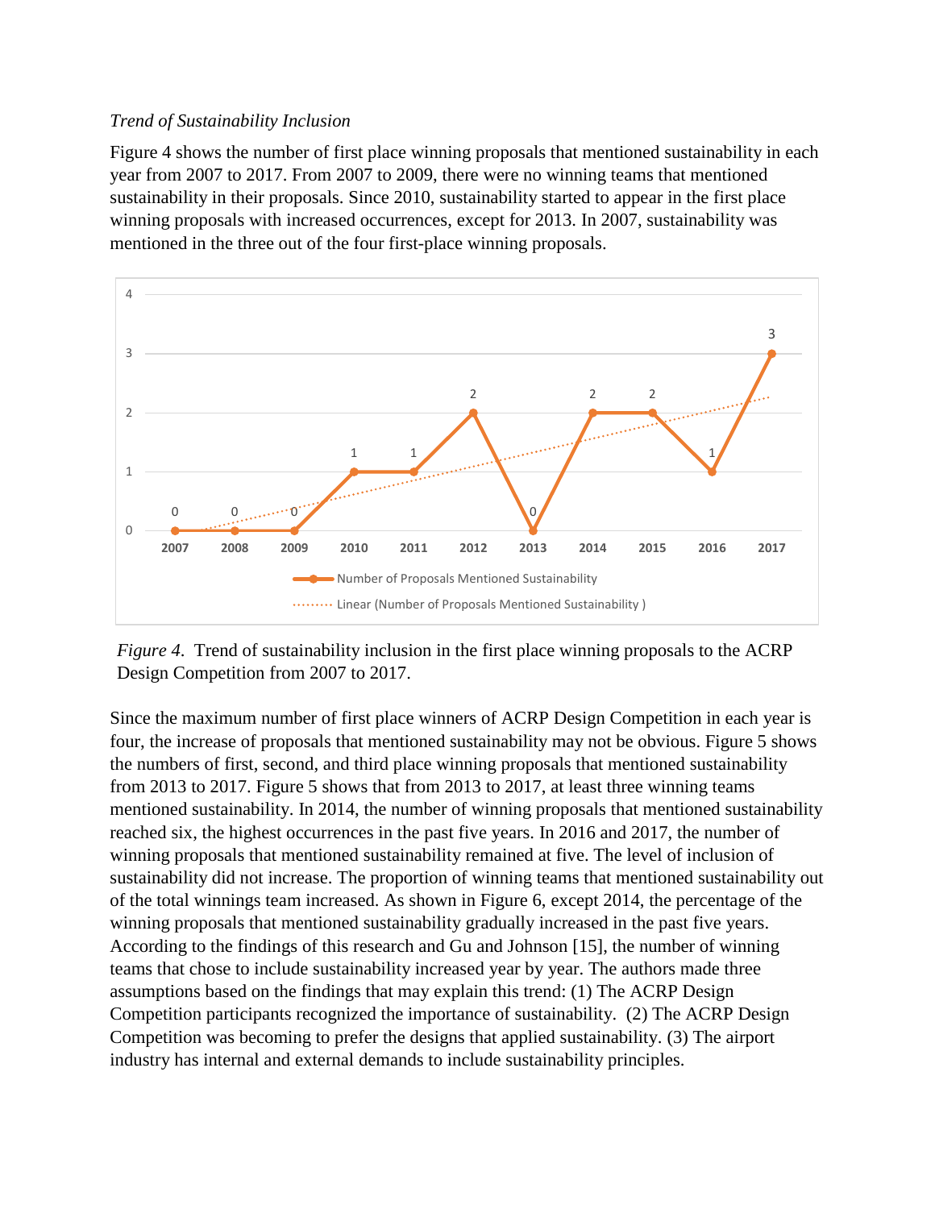*Trend of Sustainability Inclusion*

Figure 4 shows the number of first place winning proposals that mentioned sustainability in each year from 2007 to 2017. From 2007 to 2009, there were no winning teams that mentioned sustainability in their proposals. Since 2010, sustainability started to appear in the first place winning proposals with increased occurrences, except for 2013. In 2007, sustainability was mentioned in the three out of the four first-place winning proposals.

*Figure 4*. Trend of sustainability inclusion in the first place winning proposals to the ACRP Design Competition from 2007 to 2017.

Since the maximum number of first place winners of ACRP Design Competition in each year is four, the increase of proposals that mentioned sustainability may not be obvious. Figure 5 shows the numbers of first, second, and third place winning proposals that mentioned sustainability from 2013 to 2017. Figure 5 shows that from 2013 to 2017, at least three winning teams mentioned sustainability. In 2014, the number of winning proposals that mentioned sustainability reached six, the highest occurrences in the past five years. In 2016 and 2017, the number of winning proposals that mentioned sustainability remained at five. The level of inclusion of sustainability did not increase. The proportion of winning teams that mentioned sustainability out of the total winnings team increased. As shown in Figure 6, except 2014, the percentage of the winning proposals that mentioned sustainability gradually increased in the past five years. According to the findings of this research and Gu and Johnson [15], the number of winning teams that chose to include sustainability increased year by year. The authors made three assumptions based on the findings that may explain this trend: (1) The ACRP Design Competition participants recognized the importance of sustainability. (2) The ACRP Design Competition was becoming to prefer the designs that applied sustainability. (3) The airport industry has internal and external demands to include sustainability principles.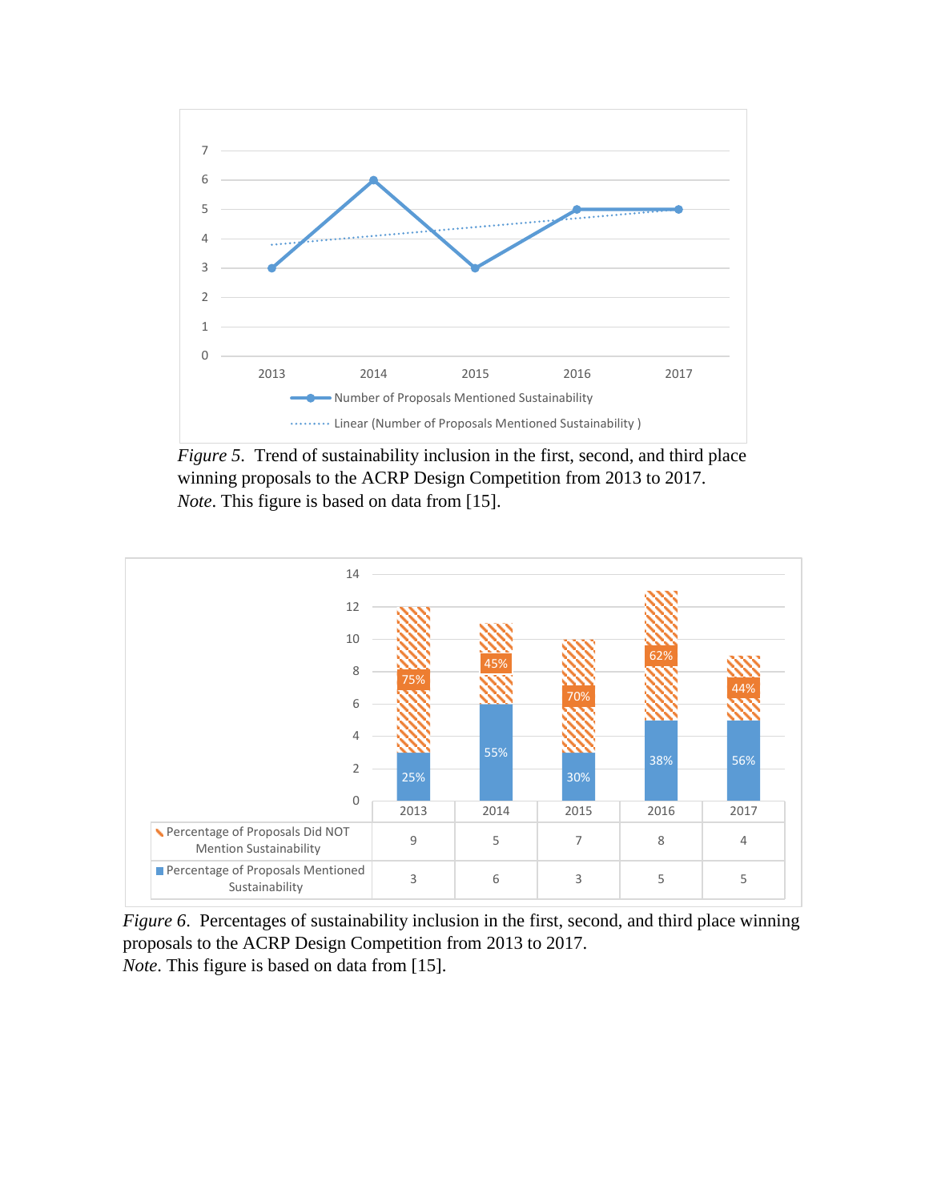*Figure 5*. Trend of sustainability inclusion in the first, second, and third place winning proposals to the ACRP Design Competition from 2013 to 2017.
*Note*. This figure is based on data from [15].

| | 2013 | 2014 | 2015 | 2016 | 2017 |
|---|---|---|---|---|---|
| Percentage of Proposals Did NOT Mention Sustainability | 9 | 5 | 7 | 8 | 4 |
| Percentage of Proposals Mentioned Sustainability | 3 | 6 | 3 | 5 | 5 |

*Figure 6*. Percentages of sustainability inclusion in the first, second, and third place winning proposals to the ACRP Design Competition from 2013 to 2017.
*Note*. This figure is based on data from [15].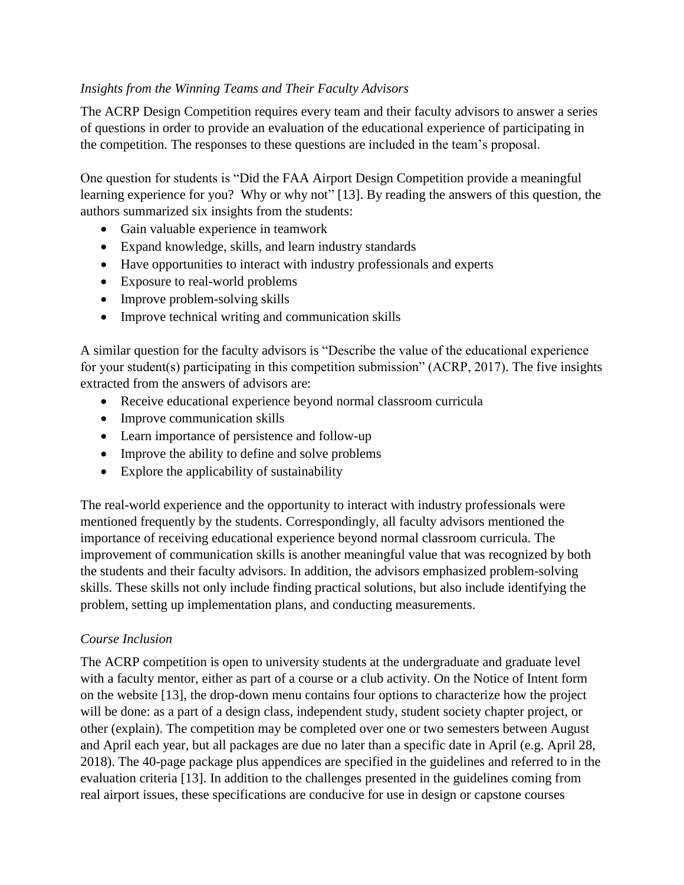*Insights from the Winning Teams and Their Faculty Advisors*

The ACRP Design Competition requires every team and their faculty advisors to answer a series of questions in order to provide an evaluation of the educational experience of participating in the competition. The responses to these questions are included in the team's proposal.

One question for students is "Did the FAA Airport Design Competition provide a meaningful learning experience for you? Why or why not" [13]. By reading the answers of this question, the authors summarized six insights from the students:

- Gain valuable experience in teamwork
- Expand knowledge, skills, and learn industry standards
- Have opportunities to interact with industry professionals and experts
- Exposure to real-world problems
- Improve problem-solving skills
- Improve technical writing and communication skills

A similar question for the faculty advisors is "Describe the value of the educational experience for your student(s) participating in this competition submission" (ACRP, 2017). The five insights extracted from the answers of advisors are:

- Receive educational experience beyond normal classroom curricula
- Improve communication skills
- Learn importance of persistence and follow-up
- Improve the ability to define and solve problems
- Explore the applicability of sustainability

The real-world experience and the opportunity to interact with industry professionals were mentioned frequently by the students. Correspondingly, all faculty advisors mentioned the importance of receiving educational experience beyond normal classroom curricula. The improvement of communication skills is another meaningful value that was recognized by both the students and their faculty advisors. In addition, the advisors emphasized problem-solving skills. These skills not only include finding practical solutions, but also include identifying the problem, setting up implementation plans, and conducting measurements.

*Course Inclusion*

The ACRP competition is open to university students at the undergraduate and graduate level with a faculty mentor, either as part of a course or a club activity. On the Notice of Intent form on the website [13], the drop-down menu contains four options to characterize how the project will be done: as a part of a design class, independent study, student society chapter project, or other (explain). The competition may be completed over one or two semesters between August and April each year, but all packages are due no later than a specific date in April (e.g. April 28, 2018). The 40-page package plus appendices are specified in the guidelines and referred to in the evaluation criteria [13]. In addition to the challenges presented in the guidelines coming from real airport issues, these specifications are conducive for use in design or capstone courses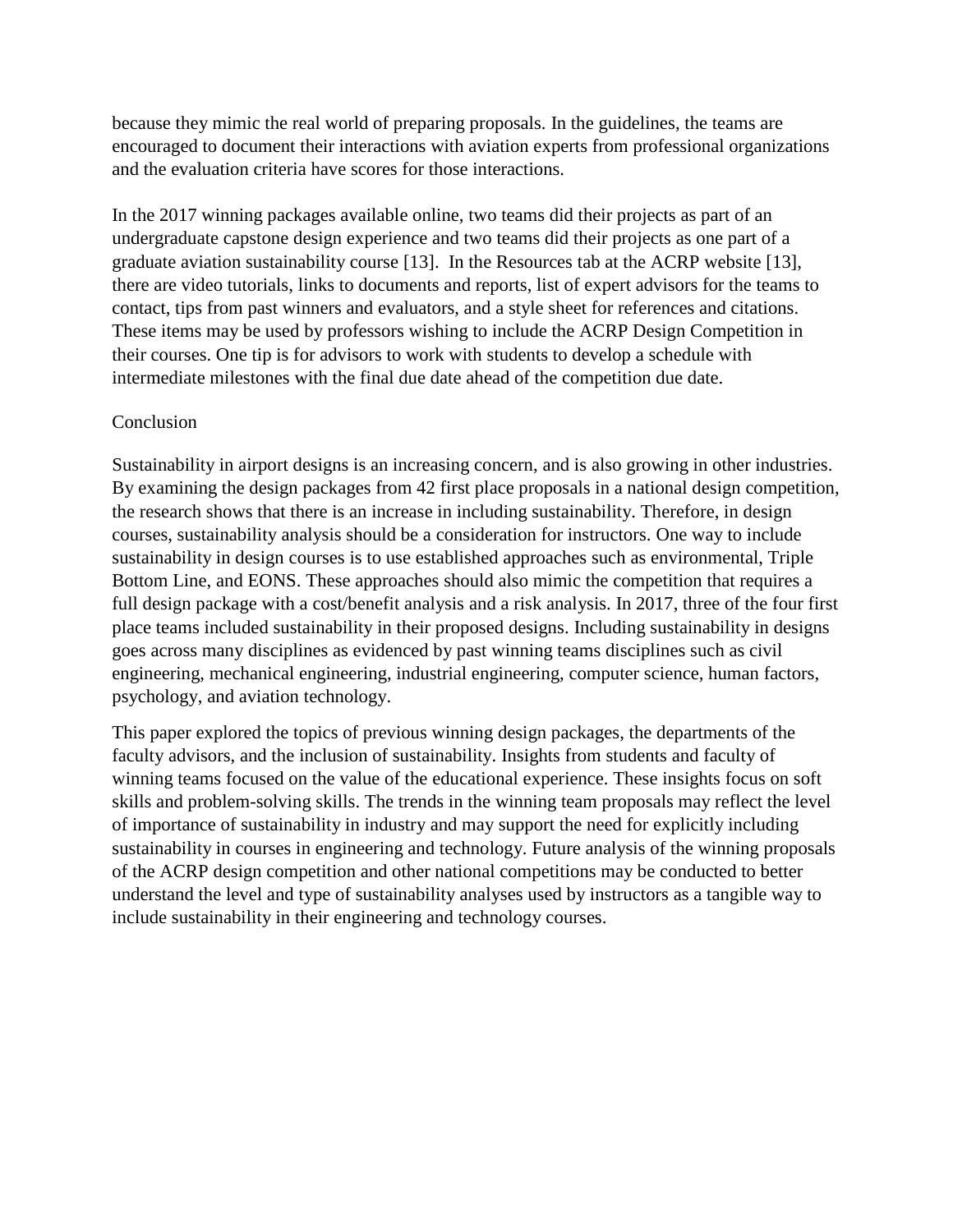because they mimic the real world of preparing proposals. In the guidelines, the teams are encouraged to document their interactions with aviation experts from professional organizations and the evaluation criteria have scores for those interactions.

In the 2017 winning packages available online, two teams did their projects as part of an undergraduate capstone design experience and two teams did their projects as one part of a graduate aviation sustainability course [13]. In the Resources tab at the ACRP website [13], there are video tutorials, links to documents and reports, list of expert advisors for the teams to contact, tips from past winners and evaluators, and a style sheet for references and citations. These items may be used by professors wishing to include the ACRP Design Competition in their courses. One tip is for advisors to work with students to develop a schedule with intermediate milestones with the final due date ahead of the competition due date.

## Conclusion

Sustainability in airport designs is an increasing concern, and is also growing in other industries. By examining the design packages from 42 first place proposals in a national design competition, the research shows that there is an increase in including sustainability. Therefore, in design courses, sustainability analysis should be a consideration for instructors. One way to include sustainability in design courses is to use established approaches such as environmental, Triple Bottom Line, and EONS. These approaches should also mimic the competition that requires a full design package with a cost/benefit analysis and a risk analysis. In 2017, three of the four first place teams included sustainability in their proposed designs. Including sustainability in designs goes across many disciplines as evidenced by past winning teams disciplines such as civil engineering, mechanical engineering, industrial engineering, computer science, human factors, psychology, and aviation technology.

This paper explored the topics of previous winning design packages, the departments of the faculty advisors, and the inclusion of sustainability. Insights from students and faculty of winning teams focused on the value of the educational experience. These insights focus on soft skills and problem-solving skills. The trends in the winning team proposals may reflect the level of importance of sustainability in industry and may support the need for explicitly including sustainability in courses in engineering and technology. Future analysis of the winning proposals of the ACRP design competition and other national competitions may be conducted to better understand the level and type of sustainability analyses used by instructors as a tangible way to include sustainability in their engineering and technology courses.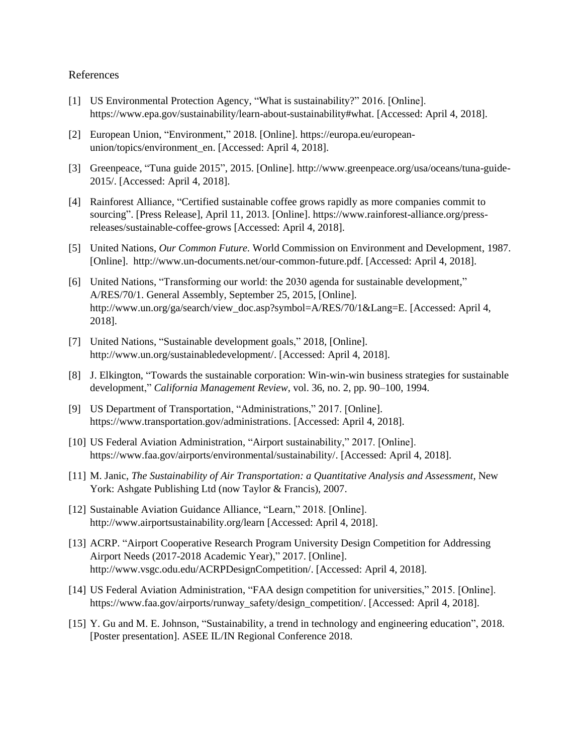## References

[1] US Environmental Protection Agency, "What is sustainability?" 2016. [Online]. https://www.epa.gov/sustainability/learn-about-sustainability#what. [Accessed: April 4, 2018].

[2] European Union, "Environment," 2018. [Online]. https://europa.eu/european-union/topics/environment_en. [Accessed: April 4, 2018].

[3] Greenpeace, "Tuna guide 2015", 2015. [Online]. http://www.greenpeace.org/usa/oceans/tuna-guide-2015/. [Accessed: April 4, 2018].

[4] Rainforest Alliance, "Certified sustainable coffee grows rapidly as more companies commit to sourcing". [Press Release], April 11, 2013. [Online]. https://www.rainforest-alliance.org/press-releases/sustainable-coffee-grows [Accessed: April 4, 2018].

[5] United Nations, *Our Common Future.* World Commission on Environment and Development, 1987. [Online]. http://www.un-documents.net/our-common-future.pdf. [Accessed: April 4, 2018].

[6] United Nations, "Transforming our world: the 2030 agenda for sustainable development," A/RES/70/1. General Assembly, September 25, 2015, [Online]. http://www.un.org/ga/search/view_doc.asp?symbol=A/RES/70/1&Lang=E. [Accessed: April 4, 2018].

[7] United Nations, "Sustainable development goals," 2018, [Online]. http://www.un.org/sustainabledevelopment/. [Accessed: April 4, 2018].

[8] J. Elkington, "Towards the sustainable corporation: Win-win-win business strategies for sustainable development," *California Management Review*, vol. 36, no. 2, pp. 90–100, 1994.

[9] US Department of Transportation, "Administrations," 2017. [Online]. https://www.transportation.gov/administrations. [Accessed: April 4, 2018].

[10] US Federal Aviation Administration, "Airport sustainability," 2017. [Online]. https://www.faa.gov/airports/environmental/sustainability/. [Accessed: April 4, 2018].

[11] M. Janic, *The Sustainability of Air Transportation: a Quantitative Analysis and Assessment*, New York: Ashgate Publishing Ltd (now Taylor & Francis), 2007.

[12] Sustainable Aviation Guidance Alliance, "Learn," 2018. [Online]. http://www.airportsustainability.org/learn [Accessed: April 4, 2018].

[13] ACRP. "Airport Cooperative Research Program University Design Competition for Addressing Airport Needs (2017-2018 Academic Year)," 2017. [Online]. http://www.vsgc.odu.edu/ACRPDesignCompetition/. [Accessed: April 4, 2018].

[14] US Federal Aviation Administration, "FAA design competition for universities," 2015. [Online]. https://www.faa.gov/airports/runway_safety/design_competition/. [Accessed: April 4, 2018].

[15] Y. Gu and M. E. Johnson, "Sustainability, a trend in technology and engineering education", 2018. [Poster presentation]. ASEE IL/IN Regional Conference 2018.